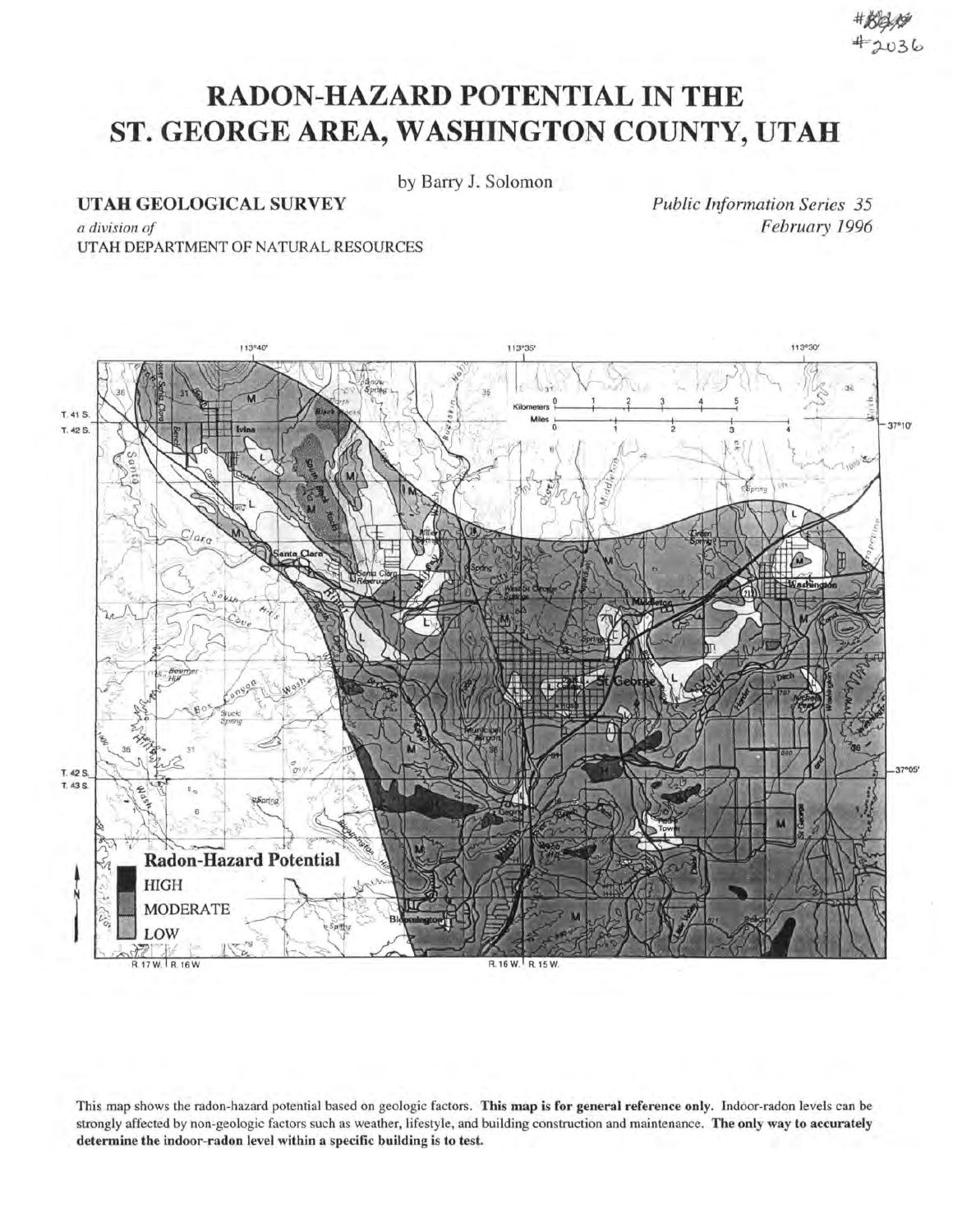# RADON-HAZARD POTENTIAL IN THE ST. GEORGE AREA, WASHINGTON COUNTY, UTAH

by Barry J. Solomon

**UTAH GEOLOGICAL SURVEY**
*a division of*
UTAH DEPARTMENT OF NATURAL RESOURCES

*Public Information Series 35*
*February 1996*

**Radon-Hazard Potential**

- HIGH
- MODERATE
- LOW

This map shows the radon-hazard potential based on geologic factors. **This map is for general reference only.** Indoor-radon levels can be strongly affected by non-geologic factors such as weather, lifestyle, and building construction and maintenance. **The only way to accurately determine the indoor-radon level within a specific building is to test.**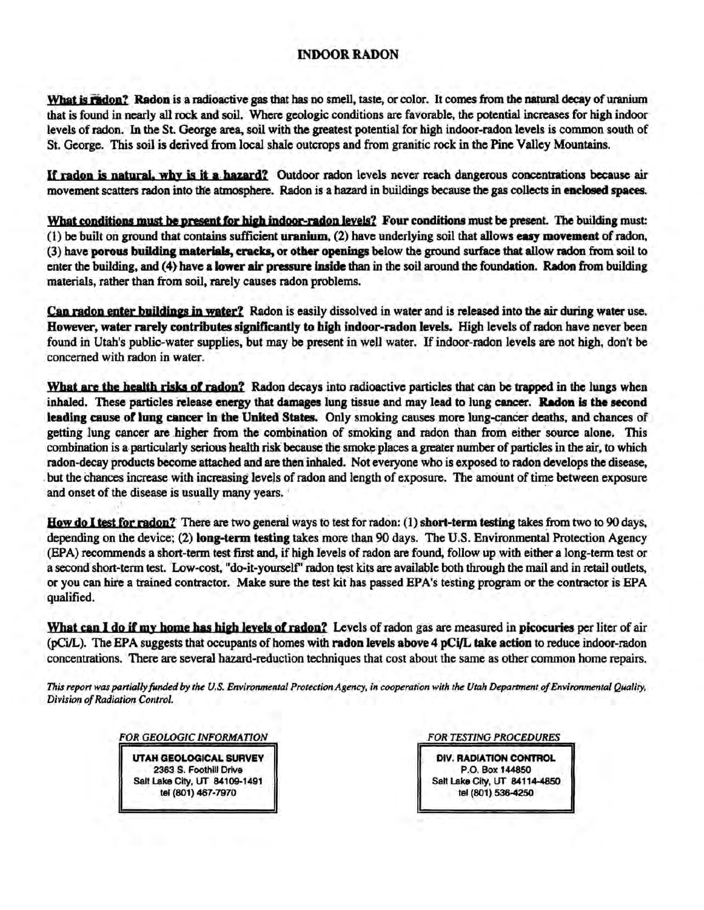# INDOOR RADON

**What is radon?** **Radon** is a radioactive gas that has no smell, taste, or color. It comes from the natural decay of uranium that is found in nearly all rock and soil. Where geologic conditions are favorable, the potential increases for high indoor levels of radon. In the St. George area, soil with the greatest potential for high indoor-radon levels is common south of St. George. This soil is derived from local shale outcrops and from granitic rock in the Pine Valley Mountains.

**If radon is natural, why is it a hazard?** Outdoor radon levels never reach dangerous concentrations because air movement scatters radon into the atmosphere. Radon is a hazard in buildings because the gas collects in **enclosed spaces.**

**What conditions must be present for high indoor-radon levels?** **Four conditions** must be present. The building must: (1) be built on ground that contains sufficient **uranium**, (2) have underlying soil that allows **easy movement** of radon, (3) have **porous building materials, cracks, or other openings** below the ground surface that allow radon from soil to enter the building, and (4) **have a lower air pressure inside** than in the soil around the foundation. **Radon from building materials, rather than from soil, rarely causes radon problems.**

**Can radon enter buildings in water?** Radon is easily dissolved in water and is released into the air during water use. **However, water rarely contributes significantly to high indoor-radon levels.** High levels of radon have never been found in Utah's public-water supplies, but may be present in well water. If indoor-radon levels are not high, don't be concerned with radon in water.

**What are the health risks of radon?** Radon decays into radioactive particles that can be trapped in the lungs when inhaled. These particles release energy that damages lung tissue and may lead to lung cancer. **Radon is the second leading cause of lung cancer in the United States.** Only smoking causes more lung-cancer deaths, and chances of getting lung cancer are higher from the combination of smoking and radon than from either source alone. This combination is a particularly serious health risk because the smoke places a greater number of particles in the air, to which radon-decay products become attached and are then inhaled. Not everyone who is exposed to radon develops the disease, but the chances increase with increasing levels of radon and length of exposure. The amount of time between exposure and onset of the disease is usually many years.

**How do I test for radon?** There are two general ways to test for radon: (1) **short-term testing** takes from two to 90 days, depending on the device; (2) **long-term testing** takes more than 90 days. The U.S. Environmental Protection Agency (EPA) recommends a short-term test first and, if high levels of radon are found, follow up with either a long-term test or a second short-term test. Low-cost, "do-it-yourself" radon test kits are available both through the mail and in retail outlets, or you can hire a trained contractor. Make sure the test kit has passed EPA's testing program or the contractor is EPA qualified.

**What can I do if my home has high levels of radon?** Levels of radon gas are measured in **picocuries** per liter of air (pCi/L). The EPA suggests that occupants of homes with **radon levels above 4 pCi/L take action** to reduce indoor-radon concentrations. There are several hazard-reduction techniques that cost about the same as other common home repairs.

*This report was partially funded by the U.S. Environmental Protection Agency, in cooperation with the Utah Department of Environmental Quality, Division of Radiation Control.*

*FOR GEOLOGIC INFORMATION*

**UTAH GEOLOGICAL SURVEY**
2363 S. Foothill Drive
Salt Lake City, UT 84109-1491
tel (801) 467-7970

*FOR TESTING PROCEDURES*

**DIV. RADIATION CONTROL**
P.O. Box 144850
Salt Lake City, UT 84114-4850
tel (801) 536-4250